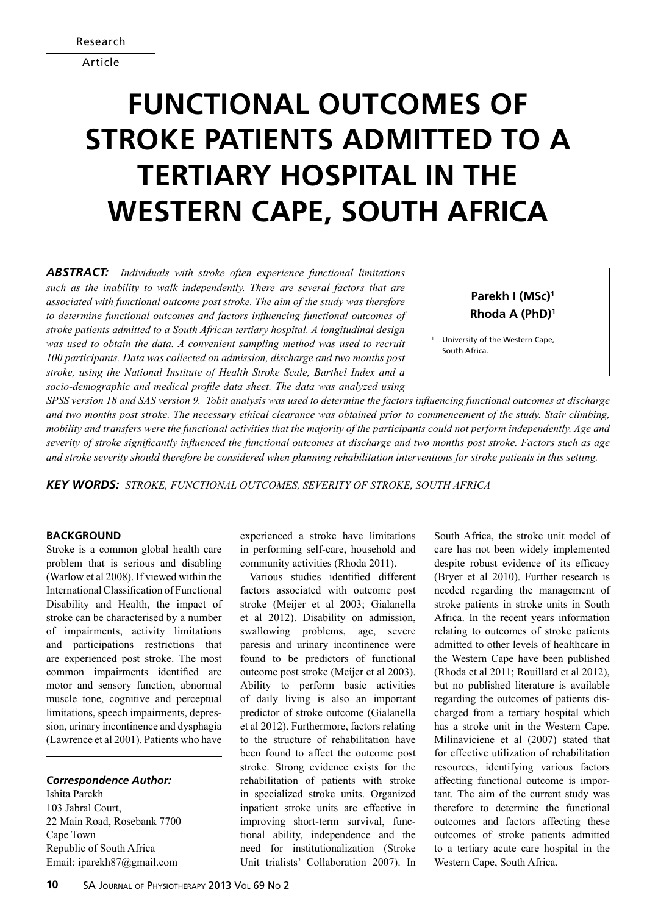Research Article

# FUNCTIONAL OUTCOMES OF STROKE PATIENTS ADMITTED TO A TERTIARY HOSPITAL IN THE WESTERN CAPE, SOUTH AFRICA

**Parekh I (MSc)[1]**
**Rhoda A (PhD)[1]**

[1] University of the Western Cape, South Africa.

***ABSTRACT:*** *Individuals with stroke often experience functional limitations such as the inability to walk independently. There are several factors that are associated with functional outcome post stroke. The aim of the study was therefore to determine functional outcomes and factors influencing functional outcomes of stroke patients admitted to a South African tertiary hospital. A longitudinal design was used to obtain the data. A convenient sampling method was used to recruit 100 participants. Data was collected on admission, discharge and two months post stroke, using the National Institute of Health Stroke Scale, Barthel Index and a socio-demographic and medical profile data sheet. The data was analyzed using SPSS version 18 and SAS version 9. Tobit analysis was used to determine the factors influencing functional outcomes at discharge and two months post stroke. The necessary ethical clearance was obtained prior to commencement of the study. Stair climbing, mobility and transfers were the functional activities that the majority of the participants could not perform independently. Age and severity of stroke significantly influenced the functional outcomes at discharge and two months post stroke. Factors such as age and stroke severity should therefore be considered when planning rehabilitation interventions for stroke patients in this setting.*

***KEY WORDS:*** *STROKE, FUNCTIONAL OUTCOMES, SEVERITY OF STROKE, SOUTH AFRICA*

## BACKGROUND

Stroke is a common global health care problem that is serious and disabling (Warlow et al 2008). If viewed within the International Classification of Functional Disability and Health, the impact of stroke can be characterised by a number of impairments, activity limitations and participations restrictions that are experienced post stroke. The most common impairments identified are motor and sensory function, abnormal muscle tone, cognitive and perceptual limitations, speech impairments, depression, urinary incontinence and dysphagia (Lawrence et al 2001). Patients who have experienced a stroke have limitations in performing self-care, household and community activities (Rhoda 2011).

Various studies identified different factors associated with outcome post stroke (Meijer et al 2003; Gialanella et al 2012). Disability on admission, swallowing problems, age, severe paresis and urinary incontinence were found to be predictors of functional outcome post stroke (Meijer et al 2003). Ability to perform basic activities of daily living is also an important predictor of stroke outcome (Gialanella et al 2012). Furthermore, factors relating to the structure of rehabilitation have been found to affect the outcome post stroke. Strong evidence exists for the rehabilitation of patients with stroke in specialized stroke units. Organized inpatient stroke units are effective in improving short-term survival, functional ability, independence and the need for institutionalization (Stroke Unit trialists' Collaboration 2007). In South Africa, the stroke unit model of care has not been widely implemented despite robust evidence of its efficacy (Bryer et al 2010). Further research is needed regarding the management of stroke patients in stroke units in South Africa. In the recent years information relating to outcomes of stroke patients admitted to other levels of healthcare in the Western Cape have been published (Rhoda et al 2011; Rouillard et al 2012), but no published literature is available regarding the outcomes of patients discharged from a tertiary hospital which has a stroke unit in the Western Cape. Milinaviciene et al (2007) stated that for effective utilization of rehabilitation resources, identifying various factors affecting functional outcome is important. The aim of the current study was therefore to determine the functional outcomes and factors affecting these outcomes of stroke patients admitted to a tertiary acute care hospital in the Western Cape, South Africa.

***Correspondence Author:***
Ishita Parekh
103 Jabral Court,
22 Main Road, Rosebank 7700
Cape Town
Republic of South Africa
Email: iparekh87@gmail.com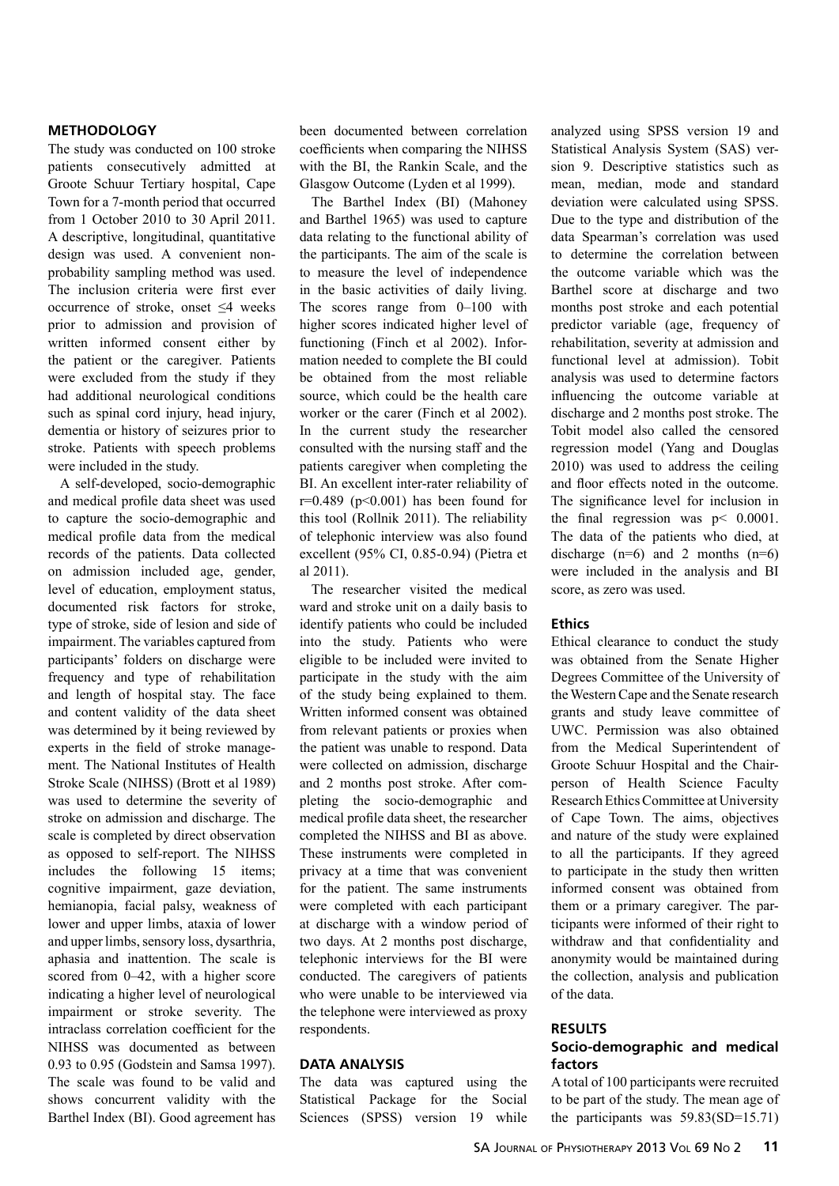## METHODOLOGY

The study was conducted on 100 stroke patients consecutively admitted at Groote Schuur Tertiary hospital, Cape Town for a 7-month period that occurred from 1 October 2010 to 30 April 2011. A descriptive, longitudinal, quantitative design was used. A convenient non-probability sampling method was used. The inclusion criteria were first ever occurrence of stroke, onset ≤4 weeks prior to admission and provision of written informed consent either by the patient or the caregiver. Patients were excluded from the study if they had additional neurological conditions such as spinal cord injury, head injury, dementia or history of seizures prior to stroke. Patients with speech problems were included in the study.

A self-developed, socio-demographic and medical profile data sheet was used to capture the socio-demographic and medical profile data from the medical records of the patients. Data collected on admission included age, gender, level of education, employment status, documented risk factors for stroke, type of stroke, side of lesion and side of impairment. The variables captured from participants' folders on discharge were frequency and type of rehabilitation and length of hospital stay. The face and content validity of the data sheet was determined by it being reviewed by experts in the field of stroke management. The National Institutes of Health Stroke Scale (NIHSS) (Brott et al 1989) was used to determine the severity of stroke on admission and discharge. The scale is completed by direct observation as opposed to self-report. The NIHSS includes the following 15 items; cognitive impairment, gaze deviation, hemianopia, facial palsy, weakness of lower and upper limbs, ataxia of lower and upper limbs, sensory loss, dysarthria, aphasia and inattention. The scale is scored from 0–42, with a higher score indicating a higher level of neurological impairment or stroke severity. The intraclass correlation coefficient for the NIHSS was documented as between 0.93 to 0.95 (Godstein and Samsa 1997). The scale was found to be valid and shows concurrent validity with the Barthel Index (BI). Good agreement has been documented between correlation coefficients when comparing the NIHSS with the BI, the Rankin Scale, and the Glasgow Outcome (Lyden et al 1999).

The Barthel Index (BI) (Mahoney and Barthel 1965) was used to capture data relating to the functional ability of the participants. The aim of the scale is to measure the level of independence in the basic activities of daily living. The scores range from 0–100 with higher scores indicated higher level of functioning (Finch et al 2002). Information needed to complete the BI could be obtained from the most reliable source, which could be the health care worker or the carer (Finch et al 2002). In the current study the researcher consulted with the nursing staff and the patients caregiver when completing the BI. An excellent inter-rater reliability of $r=0.489$ ($p<0.001$) has been found for this tool (Rollnik 2011). The reliability of telephonic interview was also found excellent (95% CI, 0.85-0.94) (Pietra et al 2011).

The researcher visited the medical ward and stroke unit on a daily basis to identify patients who could be included into the study. Patients who were eligible to be included were invited to participate in the study with the aim of the study being explained to them. Written informed consent was obtained from relevant patients or proxies when the patient was unable to respond. Data were collected on admission, discharge and 2 months post stroke. After completing the socio-demographic and medical profile data sheet, the researcher completed the NIHSS and BI as above. These instruments were completed in privacy at a time that was convenient for the patient. The same instruments were completed with each participant at discharge with a window period of two days. At 2 months post discharge, telephonic interviews for the BI were conducted. The caregivers of patients who were unable to be interviewed via the telephone were interviewed as proxy respondents.

## DATA ANALYSIS

The data was captured using the Statistical Package for the Social Sciences (SPSS) version 19 while analyzed using SPSS version 19 and Statistical Analysis System (SAS) version 9. Descriptive statistics such as mean, median, mode and standard deviation were calculated using SPSS. Due to the type and distribution of the data Spearman's correlation was used to determine the correlation between the outcome variable which was the Barthel score at discharge and two months post stroke and each potential predictor variable (age, frequency of rehabilitation, severity at admission and functional level at admission). Tobit analysis was used to determine factors influencing the outcome variable at discharge and 2 months post stroke. The Tobit model also called the censored regression model (Yang and Douglas 2010) was used to address the ceiling and floor effects noted in the outcome. The significance level for inclusion in the final regression was $p< 0.0001$. The data of the patients who died, at discharge ($n=6$) and 2 months ($n=6$) were included in the analysis and BI score, as zero was used.

### Ethics

Ethical clearance to conduct the study was obtained from the Senate Higher Degrees Committee of the University of the Western Cape and the Senate research grants and study leave committee of UWC. Permission was also obtained from the Medical Superintendent of Groote Schuur Hospital and the Chairperson of Health Science Faculty Research Ethics Committee at University of Cape Town. The aims, objectives and nature of the study were explained to all the participants. If they agreed to participate in the study then written informed consent was obtained from them or a primary caregiver. The participants were informed of their right to withdraw and that confidentiality and anonymity would be maintained during the collection, analysis and publication of the data.

## RESULTS

### Socio-demographic and medical factors

A total of 100 participants were recruited to be part of the study. The mean age of the participants was 59.83(SD=15.71)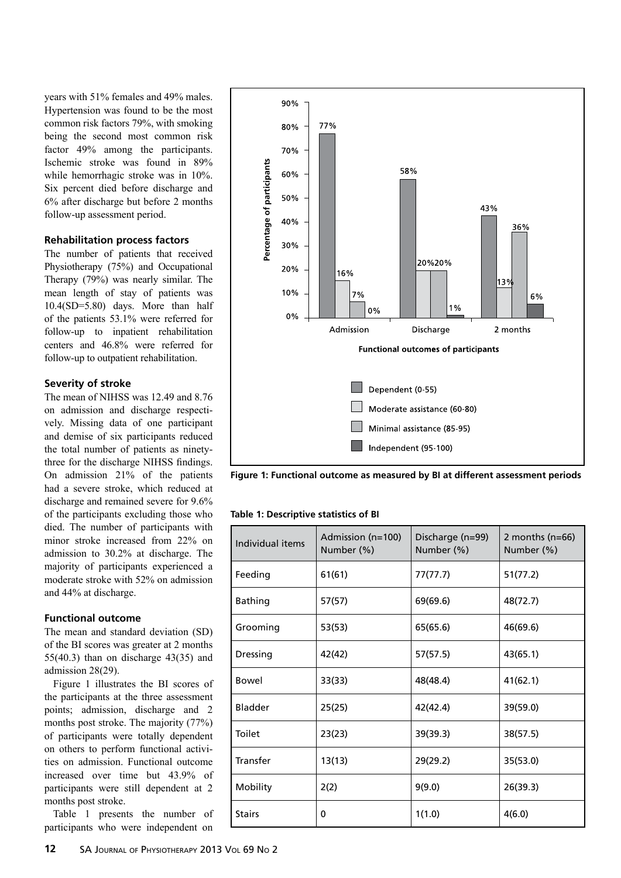years with 51% females and 49% males. Hypertension was found to be the most common risk factors 79%, with smoking being the second most common risk factor 49% among the participants. Ischemic stroke was found in 89% while hemorrhagic stroke was in 10%. Six percent died before discharge and 6% after discharge but before 2 months follow-up assessment period.

### Rehabilitation process factors

The number of patients that received Physiotherapy (75%) and Occupational Therapy (79%) was nearly similar. The mean length of stay of patients was 10.4(SD=5.80) days. More than half of the patients 53.1% were referred for follow-up to inpatient rehabilitation centers and 46.8% were referred for follow-up to outpatient rehabilitation.

### Severity of stroke

The mean of NIHSS was 12.49 and 8.76 on admission and discharge respectively. Missing data of one participant and demise of six participants reduced the total number of patients as ninety-three for the discharge NIHSS findings. On admission 21% of the patients had a severe stroke, which reduced at discharge and remained severe for 9.6% of the participants excluding those who died. The number of participants with minor stroke increased from 22% on admission to 30.2% at discharge. The majority of participants experienced a moderate stroke with 52% on admission and 44% at discharge.

### Functional outcome

The mean and standard deviation (SD) of the BI scores was greater at 2 months 55(40.3) than on discharge 43(35) and admission 28(29).

Figure 1 illustrates the BI scores of the participants at the three assessment points; admission, discharge and 2 months post stroke. The majority (77%) of participants were totally dependent on others to perform functional activities on admission. Functional outcome increased over time but 43.9% of participants were still dependent at 2 months post stroke.

Table 1 presents the number of participants who were independent on

| | Dependent (0-55) | Moderate assistance (60-80) | Minimal assistance (85-95) | Independent (95-100) |
|---|---|---|---|---|
| Admission | 77% | 16% | 7% | 0% |
| Discharge | 58% | 20% | 20% | 1% |
| 2 months | 43% | 13% | 36% | 6% |

**Figure 1: Functional outcome as measured by BI at different assessment periods**

**Table 1: Descriptive statistics of BI**

| Individual items | Admission (n=100) Number (%) | Discharge (n=99) Number (%) | 2 months (n=66) Number (%) |
|---|---|---|---|
| Feeding | 61(61) | 77(77.7) | 51(77.2) |
| Bathing | 57(57) | 69(69.6) | 48(72.7) |
| Grooming | 53(53) | 65(65.6) | 46(69.6) |
| Dressing | 42(42) | 57(57.5) | 43(65.1) |
| Bowel | 33(33) | 48(48.4) | 41(62.1) |
| Bladder | 25(25) | 42(42.4) | 39(59.0) |
| Toilet | 23(23) | 39(39.3) | 38(57.5) |
| Transfer | 13(13) | 29(29.2) | 35(53.0) |
| Mobility | 2(2) | 9(9.0) | 26(39.3) |
| Stairs | 0 | 1(1.0) | 4(6.0) |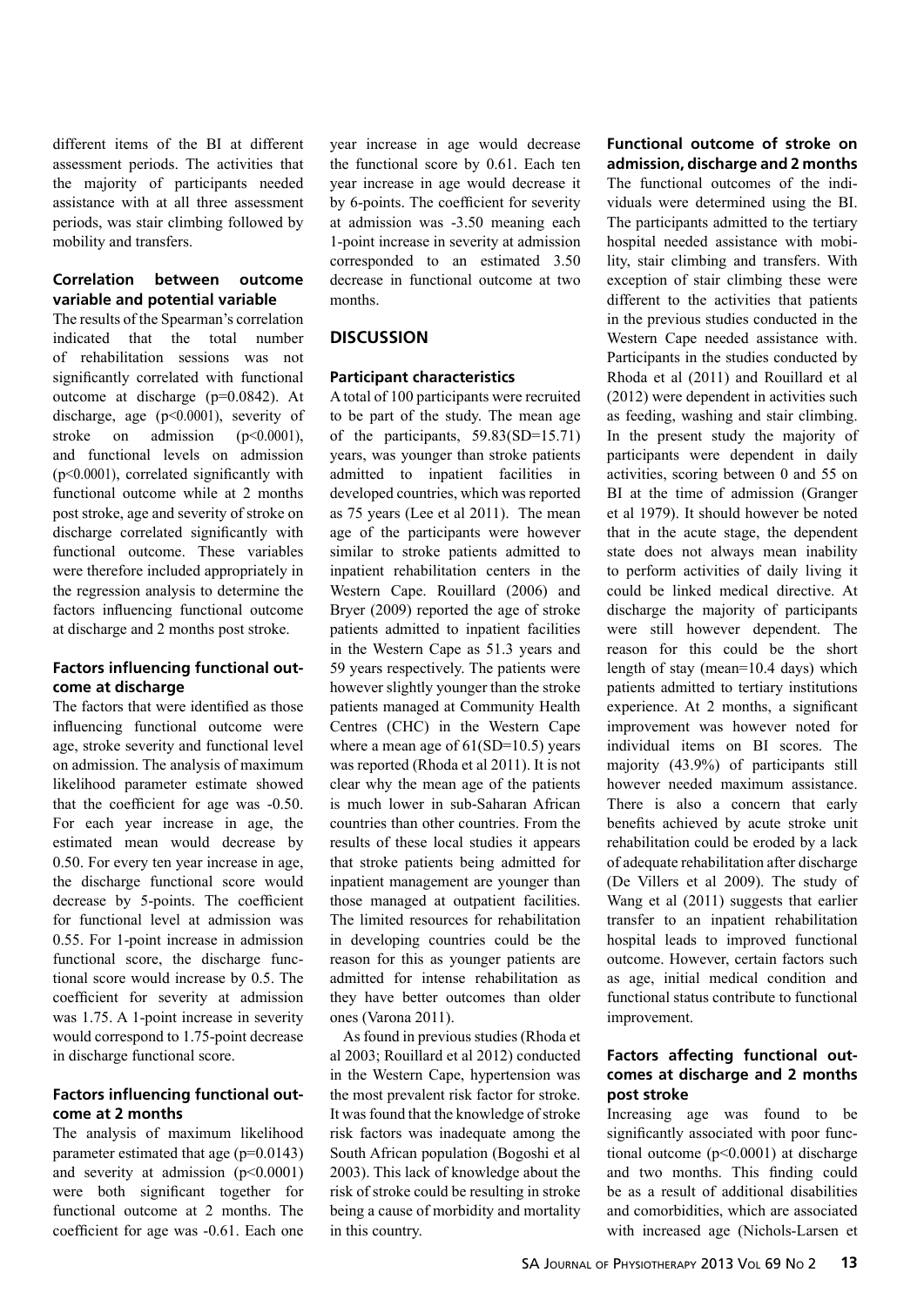different items of the BI at different assessment periods. The activities that the majority of participants needed assistance with at all three assessment periods, was stair climbing followed by mobility and transfers.

### Correlation between outcome variable and potential variable

The results of the Spearman's correlation indicated that the total number of rehabilitation sessions was not significantly correlated with functional outcome at discharge ($p=0.0842$). At discharge, age ($p<0.0001$), severity of stroke on admission ($p<0.0001$), and functional levels on admission ($p<0.0001$), correlated significantly with functional outcome while at 2 months post stroke, age and severity of stroke on discharge correlated significantly with functional outcome. These variables were therefore included appropriately in the regression analysis to determine the factors influencing functional outcome at discharge and 2 months post stroke.

### Factors influencing functional outcome at discharge

The factors that were identified as those influencing functional outcome were age, stroke severity and functional level on admission. The analysis of maximum likelihood parameter estimate showed that the coefficient for age was -0.50. For each year increase in age, the estimated mean would decrease by 0.50. For every ten year increase in age, the discharge functional score would decrease by 5-points. The coefficient for functional level at admission was 0.55. For 1-point increase in admission functional score, the discharge functional score would increase by 0.5. The coefficient for severity at admission was 1.75. A 1-point increase in severity would correspond to 1.75-point decrease in discharge functional score.

### Factors influencing functional outcome at 2 months

The analysis of maximum likelihood parameter estimated that age ($p=0.0143$) and severity at admission ($p<0.0001$) were both significant together for functional outcome at 2 months. The coefficient for age was -0.61. Each one year increase in age would decrease the functional score by 0.61. Each ten year increase in age would decrease it by 6-points. The coefficient for severity at admission was -3.50 meaning each 1-point increase in severity at admission corresponded to an estimated 3.50 decrease in functional outcome at two months.

## DISCUSSION

### Participant characteristics

A total of 100 participants were recruited to be part of the study. The mean age of the participants, 59.83(SD=15.71) years, was younger than stroke patients admitted to inpatient facilities in developed countries, which was reported as 75 years (Lee et al 2011). The mean age of the participants were however similar to stroke patients admitted to inpatient rehabilitation centers in the Western Cape. Rouillard (2006) and Bryer (2009) reported the age of stroke patients admitted to inpatient facilities in the Western Cape as 51.3 years and 59 years respectively. The patients were however slightly younger than the stroke patients managed at Community Health Centres (CHC) in the Western Cape where a mean age of 61(SD=10.5) years was reported (Rhoda et al 2011). It is not clear why the mean age of the patients is much lower in sub-Saharan African countries than other countries. From the results of these local studies it appears that stroke patients being admitted for inpatient management are younger than those managed at outpatient facilities. The limited resources for rehabilitation in developing countries could be the reason for this as younger patients are admitted for intense rehabilitation as they have better outcomes than older ones (Varona 2011).

As found in previous studies (Rhoda et al 2003; Rouillard et al 2012) conducted in the Western Cape, hypertension was the most prevalent risk factor for stroke. It was found that the knowledge of stroke risk factors was inadequate among the South African population (Bogoshi et al 2003). This lack of knowledge about the risk of stroke could be resulting in stroke being a cause of morbidity and mortality in this country.

### Functional outcome of stroke on admission, discharge and 2 months

The functional outcomes of the individuals were determined using the BI. The participants admitted to the tertiary hospital needed assistance with mobility, stair climbing and transfers. With exception of stair climbing these were different to the activities that patients in the previous studies conducted in the Western Cape needed assistance with. Participants in the studies conducted by Rhoda et al (2011) and Rouillard et al (2012) were dependent in activities such as feeding, washing and stair climbing. In the present study the majority of participants were dependent in daily activities, scoring between 0 and 55 on BI at the time of admission (Granger et al 1979). It should however be noted that in the acute stage, the dependent state does not always mean inability to perform activities of daily living it could be linked medical directive. At discharge the majority of participants were still however dependent. The reason for this could be the short length of stay (mean=10.4 days) which patients admitted to tertiary institutions experience. At 2 months, a significant improvement was however noted for individual items on BI scores. The majority (43.9%) of participants still however needed maximum assistance. There is also a concern that early benefits achieved by acute stroke unit rehabilitation could be eroded by a lack of adequate rehabilitation after discharge (De Villers et al 2009). The study of Wang et al (2011) suggests that earlier transfer to an inpatient rehabilitation hospital leads to improved functional outcome. However, certain factors such as age, initial medical condition and functional status contribute to functional improvement.

### Factors affecting functional outcomes at discharge and 2 months post stroke

Increasing age was found to be significantly associated with poor functional outcome ($p<0.0001$) at discharge and two months. This finding could be as a result of additional disabilities and comorbidities, which are associated with increased age (Nichols-Larsen et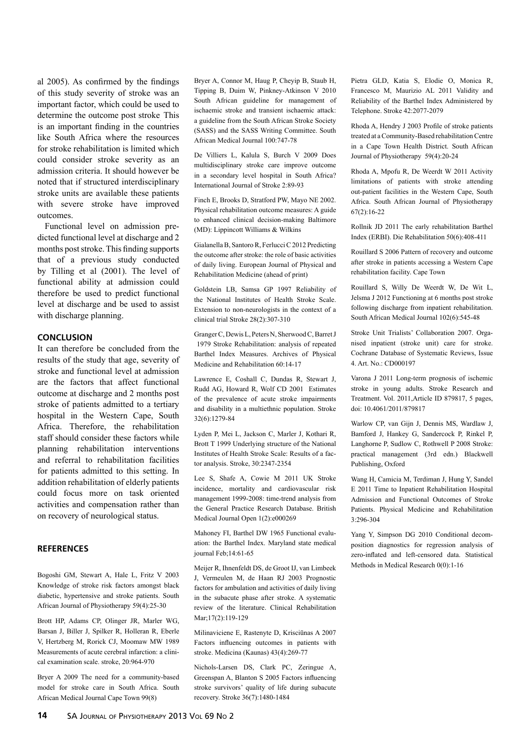al 2005). As confirmed by the findings of this study severity of stroke was an important factor, which could be used to determine the outcome post stroke. This is an important finding in the countries like South Africa where the resources for stroke rehabilitation is limited which could consider stroke severity as an admission criteria. It should however be noted that if structured interdisciplinary stroke units are available these patients with severe stroke have improved outcomes.

Functional level on admission predicted functional level at discharge and 2 months post stroke. This finding supports that of a previous study conducted by Tilling et al (2001). The level of functional ability at admission could therefore be used to predict functional level at discharge and be used to assist with discharge planning.

## CONCLUSION

It can therefore be concluded from the results of the study that age, severity of stroke and functional level at admission are the factors that affect functional outcome at discharge and 2 months post stroke of patients admitted to a tertiary hospital in the Western Cape, South Africa. Therefore, the rehabilitation staff should consider these factors while planning rehabilitation interventions and referral to rehabilitation facilities for patients admitted to this setting. In addition rehabilitation of elderly patients could focus more on task oriented activities and compensation rather than on recovery of neurological status.

## REFERENCES

Bogoshi GM, Stewart A, Hale L, Fritz V 2003 Knowledge of stroke risk factors amongst black diabetic, hypertensive and stroke patients. South African Journal of Physiotherapy 59(4):25-30

Brott HP, Adams CP, Olinger JR, Marler WG, Barsan J, Biller J, Spilker R, Holleran R, Eberle V, Hertzberg M, Rorick CJ, Moomaw MW 1989 Measurements of acute cerebral infarction: a clinical examination scale. stroke, 20:964-970

Bryer A 2009 The need for a community-based model for stroke care in South Africa. South African Medical Journal Cape Town 99(8)

Bryer A, Connor M, Haug P, Cheyip B, Staub H, Tipping B, Duim W, Pinkney-Atkinson V 2010 South African guideline for management of ischaemic stroke and transient ischaemic attack: a guideline from the South African Stroke Society (SASS) and the SASS Writing Committee. South African Medical Journal 100:747-78

De Villiers L, Kalula S, Burch V 2009 Does multidisciplinary stroke care improve outcome in a secondary level hospital in South Africa? International Journal of Stroke 2:89-93

Finch E, Brooks D, Stratford PW, Mayo NE 2002. Physical rehabilitation outcome measures: A guide to enhanced clinical decision-making Baltimore (MD): Lippincott Williams & Wilkins

Gialanella B, Santoro R, Ferlucci C 2012 Predicting the outcome after stroke: the role of basic activities of daily living. European Journal of Physical and Rehabilitation Medicine (ahead of print)

Goldstein LB, Samsa GP 1997 Reliability of the National Institutes of Health Stroke Scale. Extension to non-neurologists in the context of a clinical trial Stroke 28(2):307-310

Granger C, Dewis L, Peters N, Sherwood C, Barret J 1979 Stroke Rehabilitation: analysis of repeated Barthel Index Measures. Archives of Physical Medicine and Rehabilitation 60:14-17

Lawrence E, Coshall C, Dundas R, Stewart J, Rudd AG, Howard R, Wolf CD 2001 Estimates of the prevalence of acute stroke impairments and disability in a multiethnic population. Stroke 32(6):1279-84

Lyden P, Mei L, Jackson C, Marler J, Kothari R, Brott T 1999 Underlying structure of the National Institutes of Health Stroke Scale: Results of a factor analysis. Stroke, 30:2347-2354

Lee S, Shafe A, Cowie M 2011 UK Stroke incidence, mortality and cardiovascular risk management 1999-2008: time-trend analysis from the General Practice Research Database. British Medical Journal Open 1(2):e000269

Mahoney FI, Barthel DW 1965 Functional evaluation: the Barthel Index. Maryland state medical journal Feb;14:61-65

Meijer R, Ihnenfeldt DS, de Groot IJ, van Limbeek J, Vermeulen M, de Haan RJ 2003 Prognostic factors for ambulation and activities of daily living in the subacute phase after stroke. A systematic review of the literature. Clinical Rehabilitation Mar;17(2):119-129

Milinaviciene E, Rastenyte D, Krisciūnas A 2007 Factors influencing outcomes in patients with stroke. Medicina (Kaunas) 43(4):269-77

Nichols-Larsen DS, Clark PC, Zeringue A, Greenspan A, Blanton S 2005 Factors influencing stroke survivors' quality of life during subacute recovery. Stroke 36(7):1480-1484

Pietra GLD, Katia S, Elodie O, Monica R, Francesco M, Maurizio AL 2011 Validity and Reliability of the Barthel Index Administered by Telephone. Stroke 42:2077-2079

Rhoda A, Hendry J 2003 Profile of stroke patients treated at a Community-Based rehabilitation Centre in a Cape Town Health District. South African Journal of Physiotherapy 59(4):20-24

Rhoda A, Mpofu R, De Weerdt W 2011 Activity limitations of patients with stroke attending out-patient facilities in the Western Cape, South Africa. South African Journal of Physiotherapy 67(2):16-22

Rollnik JD 2011 The early rehabilitation Barthel Index (ERBI). Die Rehabilitation 50(6):408-411

Rouillard S 2006 Pattern of recovery and outcome after stroke in patients accessing a Western Cape rehabilitation facility. Cape Town

Rouillard S, Willy De Weerdt W, De Wit L, Jelsma J 2012 Functioning at 6 months post stroke following discharge from inpatient rehabilitation. South African Medical Journal 102(6):545-48

Stroke Unit Trialists' Collaboration 2007. Organised inpatient (stroke unit) care for stroke. Cochrane Database of Systematic Reviews, Issue 4. Art. No.: CD000197

Varona J 2011 Long-term prognosis of ischemic stroke in young adults. Stroke Research and Treatment. Vol. 2011,Article ID 879817, 5 pages, doi: 10.4061/2011/879817

Warlow CP, van Gijn J, Dennis MS, Wardlaw J, Bamford J, Hankey G, Sandercock P, Rinkel P, Langhorne P, Sudlow C, Rothwell P 2008 Stroke: practical management (3rd edn.) Blackwell Publishing, Oxford

Wang H, Camicia M, Terdiman J, Hung Y, Sandel E 2011 Time to Inpatient Rehabilitation Hospital Admission and Functional Outcomes of Stroke Patients. Physical Medicine and Rehabilitation 3:296-304

Yang Y, Simpson DG 2010 Conditional decomposition diagnostics for regression analysis of zero-inflated and left-censored data. Statistical Methods in Medical Research 0(0):1-16